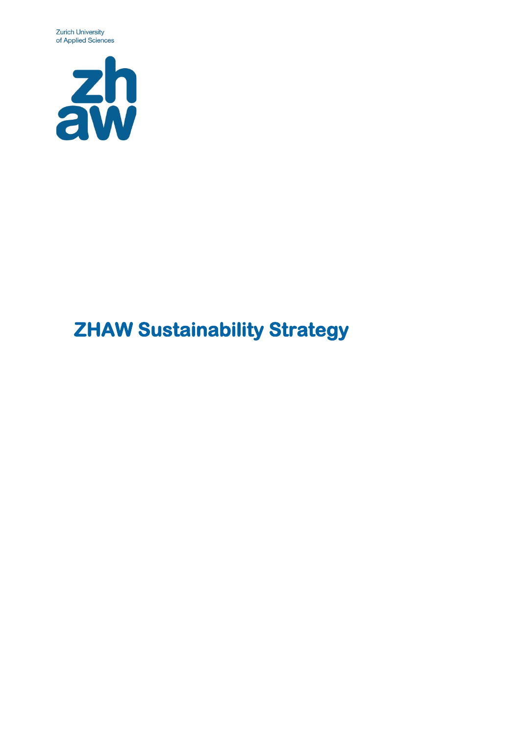Zurich University
of Applied Sciences

# ZHAW Sustainability Strategy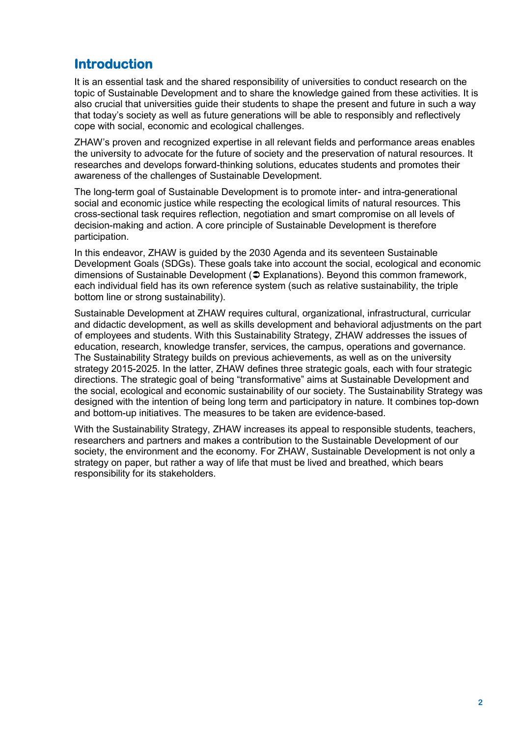# Introduction

It is an essential task and the shared responsibility of universities to conduct research on the topic of Sustainable Development and to share the knowledge gained from these activities. It is also crucial that universities guide their students to shape the present and future in such a way that today's society as well as future generations will be able to responsibly and reflectively cope with social, economic and ecological challenges.

ZHAW's proven and recognized expertise in all relevant fields and performance areas enables the university to advocate for the future of society and the preservation of natural resources. It researches and develops forward-thinking solutions, educates students and promotes their awareness of the challenges of Sustainable Development.

The long-term goal of Sustainable Development is to promote inter- and intra-generational social and economic justice while respecting the ecological limits of natural resources. This cross-sectional task requires reflection, negotiation and smart compromise on all levels of decision-making and action. A core principle of Sustainable Development is therefore participation.

In this endeavor, ZHAW is guided by the 2030 Agenda and its seventeen Sustainable Development Goals (SDGs). These goals take into account the social, ecological and economic dimensions of Sustainable Development (➲ Explanations). Beyond this common framework, each individual field has its own reference system (such as relative sustainability, the triple bottom line or strong sustainability).

Sustainable Development at ZHAW requires cultural, organizational, infrastructural, curricular and didactic development, as well as skills development and behavioral adjustments on the part of employees and students. With this Sustainability Strategy, ZHAW addresses the issues of education, research, knowledge transfer, services, the campus, operations and governance. The Sustainability Strategy builds on previous achievements, as well as on the university strategy 2015-2025. In the latter, ZHAW defines three strategic goals, each with four strategic directions. The strategic goal of being "transformative" aims at Sustainable Development and the social, ecological and economic sustainability of our society. The Sustainability Strategy was designed with the intention of being long term and participatory in nature. It combines top-down and bottom-up initiatives. The measures to be taken are evidence-based.

With the Sustainability Strategy, ZHAW increases its appeal to responsible students, teachers, researchers and partners and makes a contribution to the Sustainable Development of our society, the environment and the economy. For ZHAW, Sustainable Development is not only a strategy on paper, but rather a way of life that must be lived and breathed, which bears responsibility for its stakeholders.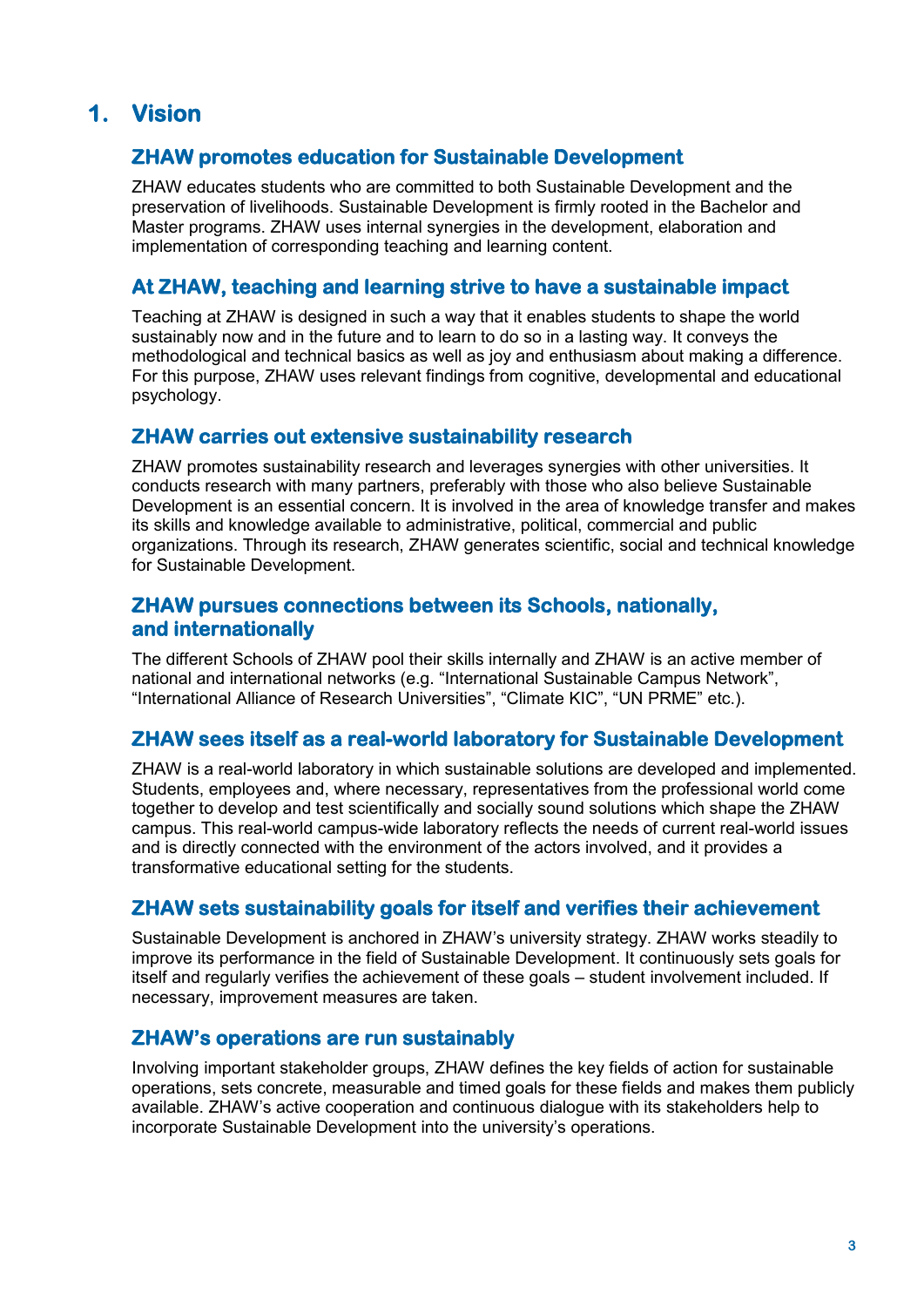# 1. Vision

## ZHAW promotes education for Sustainable Development

ZHAW educates students who are committed to both Sustainable Development and the preservation of livelihoods. Sustainable Development is firmly rooted in the Bachelor and Master programs. ZHAW uses internal synergies in the development, elaboration and implementation of corresponding teaching and learning content.

## At ZHAW, teaching and learning strive to have a sustainable impact

Teaching at ZHAW is designed in such a way that it enables students to shape the world sustainably now and in the future and to learn to do so in a lasting way. It conveys the methodological and technical basics as well as joy and enthusiasm about making a difference. For this purpose, ZHAW uses relevant findings from cognitive, developmental and educational psychology.

## ZHAW carries out extensive sustainability research

ZHAW promotes sustainability research and leverages synergies with other universities. It conducts research with many partners, preferably with those who also believe Sustainable Development is an essential concern. It is involved in the area of knowledge transfer and makes its skills and knowledge available to administrative, political, commercial and public organizations. Through its research, ZHAW generates scientific, social and technical knowledge for Sustainable Development.

## ZHAW pursues connections between its Schools, nationally, and internationally

The different Schools of ZHAW pool their skills internally and ZHAW is an active member of national and international networks (e.g. “International Sustainable Campus Network”, “International Alliance of Research Universities”, “Climate KIC”, “UN PRME” etc.).

## ZHAW sees itself as a real-world laboratory for Sustainable Development

ZHAW is a real-world laboratory in which sustainable solutions are developed and implemented. Students, employees and, where necessary, representatives from the professional world come together to develop and test scientifically and socially sound solutions which shape the ZHAW campus. This real-world campus-wide laboratory reflects the needs of current real-world issues and is directly connected with the environment of the actors involved, and it provides a transformative educational setting for the students.

## ZHAW sets sustainability goals for itself and verifies their achievement

Sustainable Development is anchored in ZHAW’s university strategy. ZHAW works steadily to improve its performance in the field of Sustainable Development. It continuously sets goals for itself and regularly verifies the achievement of these goals – student involvement included. If necessary, improvement measures are taken.

## ZHAW’s operations are run sustainably

Involving important stakeholder groups, ZHAW defines the key fields of action for sustainable operations, sets concrete, measurable and timed goals for these fields and makes them publicly available. ZHAW’s active cooperation and continuous dialogue with its stakeholders help to incorporate Sustainable Development into the university’s operations.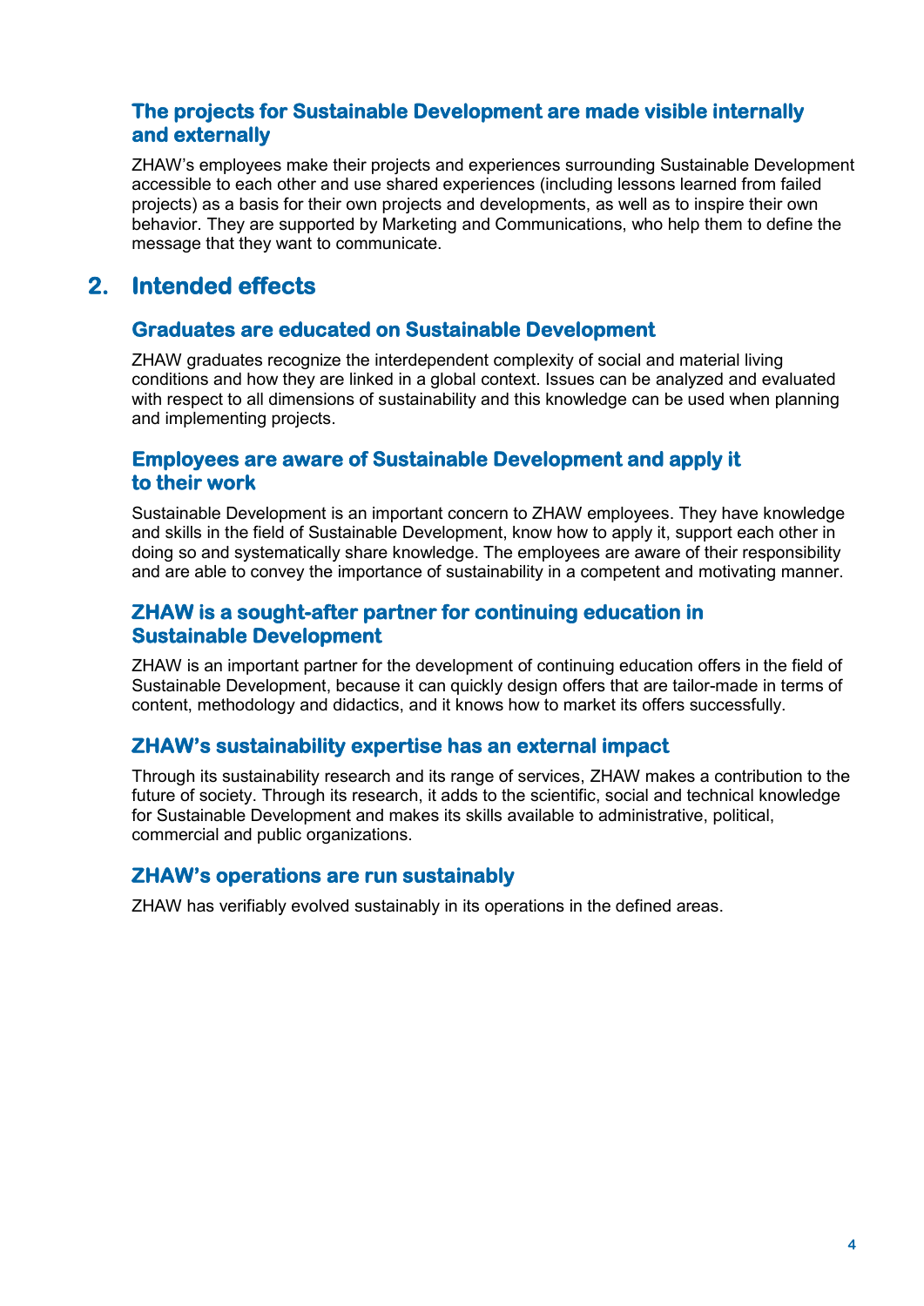### The projects for Sustainable Development are made visible internally and externally

ZHAW's employees make their projects and experiences surrounding Sustainable Development accessible to each other and use shared experiences (including lessons learned from failed projects) as a basis for their own projects and developments, as well as to inspire their own behavior. They are supported by Marketing and Communications, who help them to define the message that they want to communicate.

## 2. Intended effects

### Graduates are educated on Sustainable Development

ZHAW graduates recognize the interdependent complexity of social and material living conditions and how they are linked in a global context. Issues can be analyzed and evaluated with respect to all dimensions of sustainability and this knowledge can be used when planning and implementing projects.

### Employees are aware of Sustainable Development and apply it to their work

Sustainable Development is an important concern to ZHAW employees. They have knowledge and skills in the field of Sustainable Development, know how to apply it, support each other in doing so and systematically share knowledge. The employees are aware of their responsibility and are able to convey the importance of sustainability in a competent and motivating manner.

### ZHAW is a sought-after partner for continuing education in Sustainable Development

ZHAW is an important partner for the development of continuing education offers in the field of Sustainable Development, because it can quickly design offers that are tailor-made in terms of content, methodology and didactics, and it knows how to market its offers successfully.

### ZHAW's sustainability expertise has an external impact

Through its sustainability research and its range of services, ZHAW makes a contribution to the future of society. Through its research, it adds to the scientific, social and technical knowledge for Sustainable Development and makes its skills available to administrative, political, commercial and public organizations.

### ZHAW's operations are run sustainably

ZHAW has verifiably evolved sustainably in its operations in the defined areas.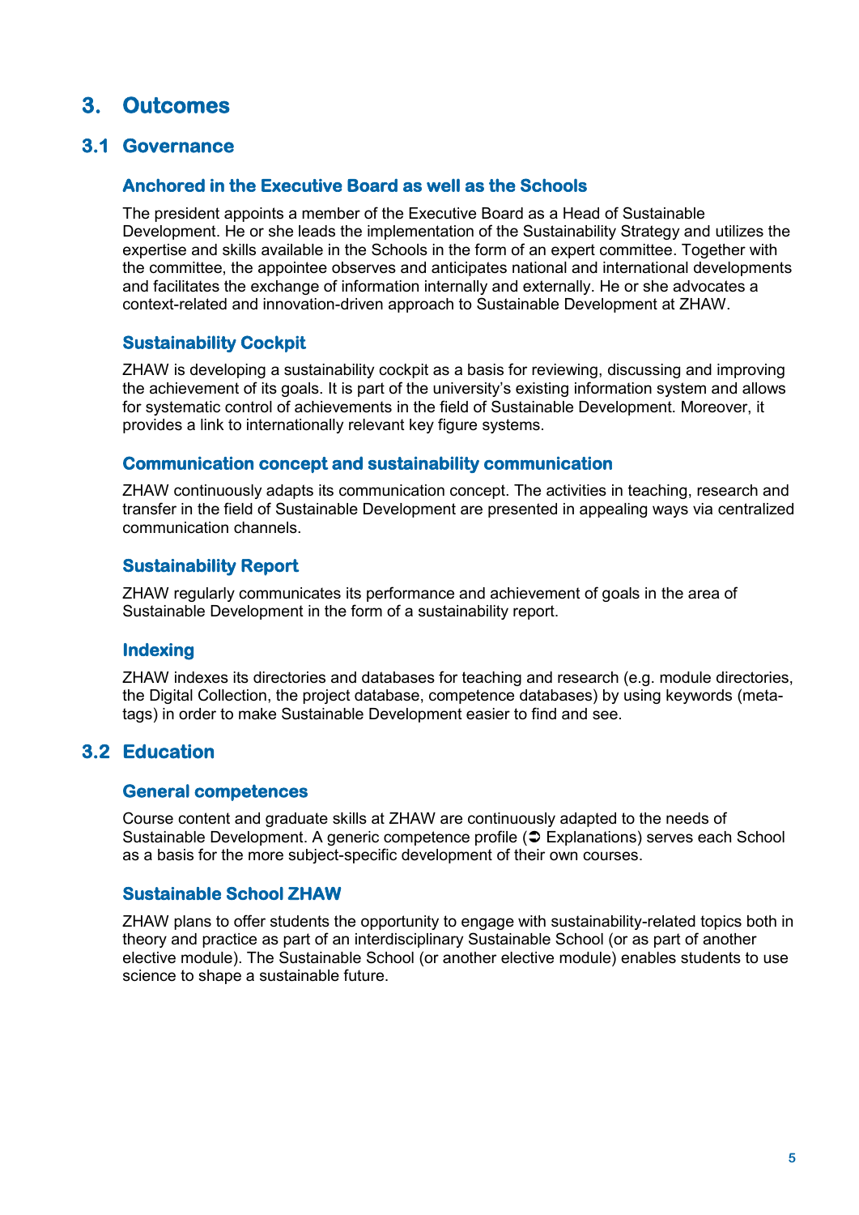# 3. Outcomes

## 3.1 Governance

### Anchored in the Executive Board as well as the Schools

The president appoints a member of the Executive Board as a Head of Sustainable Development. He or she leads the implementation of the Sustainability Strategy and utilizes the expertise and skills available in the Schools in the form of an expert committee. Together with the committee, the appointee observes and anticipates national and international developments and facilitates the exchange of information internally and externally. He or she advocates a context-related and innovation-driven approach to Sustainable Development at ZHAW.

### Sustainability Cockpit

ZHAW is developing a sustainability cockpit as a basis for reviewing, discussing and improving the achievement of its goals. It is part of the university's existing information system and allows for systematic control of achievements in the field of Sustainable Development. Moreover, it provides a link to internationally relevant key figure systems.

### Communication concept and sustainability communication

ZHAW continuously adapts its communication concept. The activities in teaching, research and transfer in the field of Sustainable Development are presented in appealing ways via centralized communication channels.

### Sustainability Report

ZHAW regularly communicates its performance and achievement of goals in the area of Sustainable Development in the form of a sustainability report.

### Indexing

ZHAW indexes its directories and databases for teaching and research (e.g. module directories, the Digital Collection, the project database, competence databases) by using keywords (meta-tags) in order to make Sustainable Development easier to find and see.

## 3.2 Education

### General competences

Course content and graduate skills at ZHAW are continuously adapted to the needs of Sustainable Development. A generic competence profile (➲ Explanations) serves each School as a basis for the more subject-specific development of their own courses.

### Sustainable School ZHAW

ZHAW plans to offer students the opportunity to engage with sustainability-related topics both in theory and practice as part of an interdisciplinary Sustainable School (or as part of another elective module). The Sustainable School (or another elective module) enables students to use science to shape a sustainable future.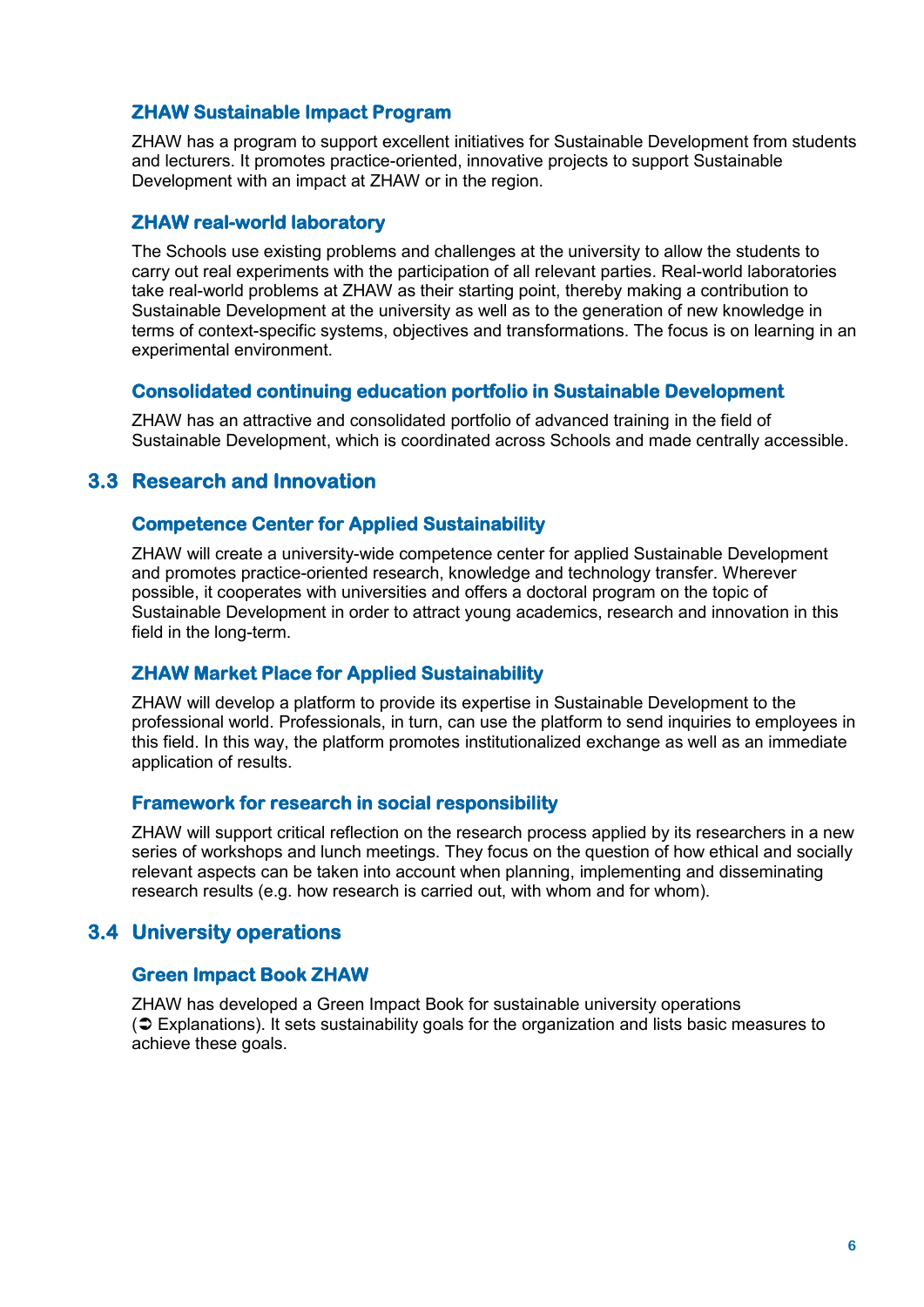### ZHAW Sustainable Impact Program

ZHAW has a program to support excellent initiatives for Sustainable Development from students and lecturers. It promotes practice-oriented, innovative projects to support Sustainable Development with an impact at ZHAW or in the region.

### ZHAW real-world laboratory

The Schools use existing problems and challenges at the university to allow the students to carry out real experiments with the participation of all relevant parties. Real-world laboratories take real-world problems at ZHAW as their starting point, thereby making a contribution to Sustainable Development at the university as well as to the generation of new knowledge in terms of context-specific systems, objectives and transformations. The focus is on learning in an experimental environment.

### Consolidated continuing education portfolio in Sustainable Development

ZHAW has an attractive and consolidated portfolio of advanced training in the field of Sustainable Development, which is coordinated across Schools and made centrally accessible.

## 3.3 Research and Innovation

### Competence Center for Applied Sustainability

ZHAW will create a university-wide competence center for applied Sustainable Development and promotes practice-oriented research, knowledge and technology transfer. Wherever possible, it cooperates with universities and offers a doctoral program on the topic of Sustainable Development in order to attract young academics, research and innovation in this field in the long-term.

### ZHAW Market Place for Applied Sustainability

ZHAW will develop a platform to provide its expertise in Sustainable Development to the professional world. Professionals, in turn, can use the platform to send inquiries to employees in this field. In this way, the platform promotes institutionalized exchange as well as an immediate application of results.

### Framework for research in social responsibility

ZHAW will support critical reflection on the research process applied by its researchers in a new series of workshops and lunch meetings. They focus on the question of how ethical and socially relevant aspects can be taken into account when planning, implementing and disseminating research results (e.g. how research is carried out, with whom and for whom).

## 3.4 University operations

### Green Impact Book ZHAW

ZHAW has developed a Green Impact Book for sustainable university operations (➲ Explanations). It sets sustainability goals for the organization and lists basic measures to achieve these goals.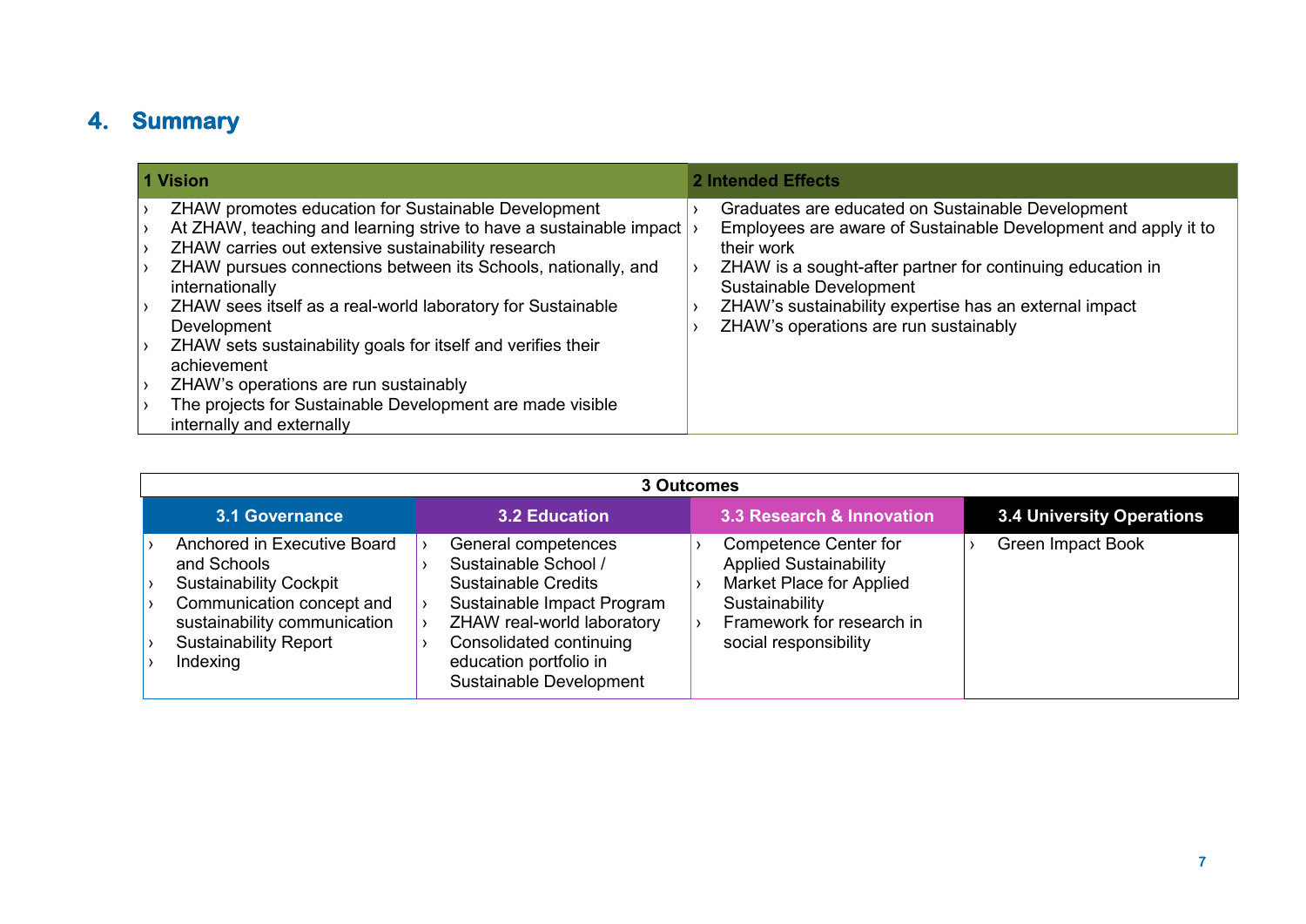# 4. Summary

| 1 Vision | 2 Intended Effects |
|---|---|
| › ZHAW promotes education for Sustainable Development<br>› At ZHAW, teaching and learning strive to have a sustainable impact<br>› ZHAW carries out extensive sustainability research<br>› ZHAW pursues connections between its Schools, nationally, and internationally<br>› ZHAW sees itself as a real-world laboratory for Sustainable Development<br>› ZHAW sets sustainability goals for itself and verifies their achievement<br>› ZHAW's operations are run sustainably<br>› The projects for Sustainable Development are made visible internally and externally | › Graduates are educated on Sustainable Development<br>› Employees are aware of Sustainable Development and apply it to their work<br>› ZHAW is a sought-after partner for continuing education in Sustainable Development<br>› ZHAW's sustainability expertise has an external impact<br>› ZHAW's operations are run sustainably |

| 3 Outcomes | | | |
|---|---|---|---|
| **3.1 Governance** | **3.2 Education** | **3.3 Research & Innovation** | **3.4 University Operations** |
| › Anchored in Executive Board and Schools<br>› Sustainability Cockpit<br>› Communication concept and sustainability communication<br>› Sustainability Report<br>› Indexing | › General competences<br>› Sustainable School / Sustainable Credits<br>› Sustainable Impact Program<br>› ZHAW real-world laboratory<br>› Consolidated continuing education portfolio in Sustainable Development | › Competence Center for Applied Sustainability<br>› Market Place for Applied Sustainability<br>› Framework for research in social responsibility | › Green Impact Book |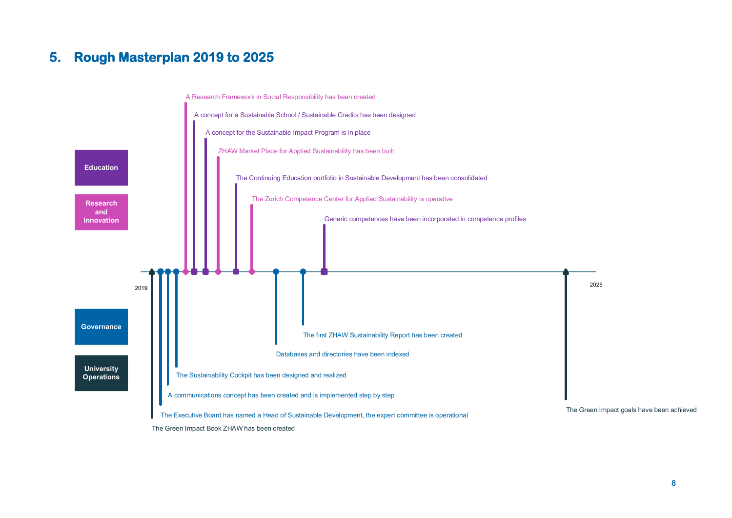## 5. Rough Masterplan 2019 to 2025

**Education**

**Research and Innovation**

**Governance**

**University Operations**

2019

2025

- A Research Framework in Social Responsibility has been created
- A concept for a Sustainable School / Sustainable Credits has been designed
- A concept for the Sustainable Impact Program is in place
- ZHAW Market Place for Applied Sustainability has been built
- The Continuing Education portfolio in Sustainable Development has been consolidated
- The Zurich Competence Center for Applied Sustainability is operative
- Generic competences have been incorporated in competence profiles
- The Green Impact Book ZHAW has been created
- The Executive Board has named a Head of Sustainable Development, the expert committee is operational
- A communications concept has been created and is implemented step by step
- The Sustainability Cockpit has been designed and realized
- Databases and directories have been indexed
- The first ZHAW Sustainability Report has been created
- The Green Impact goals have been achieved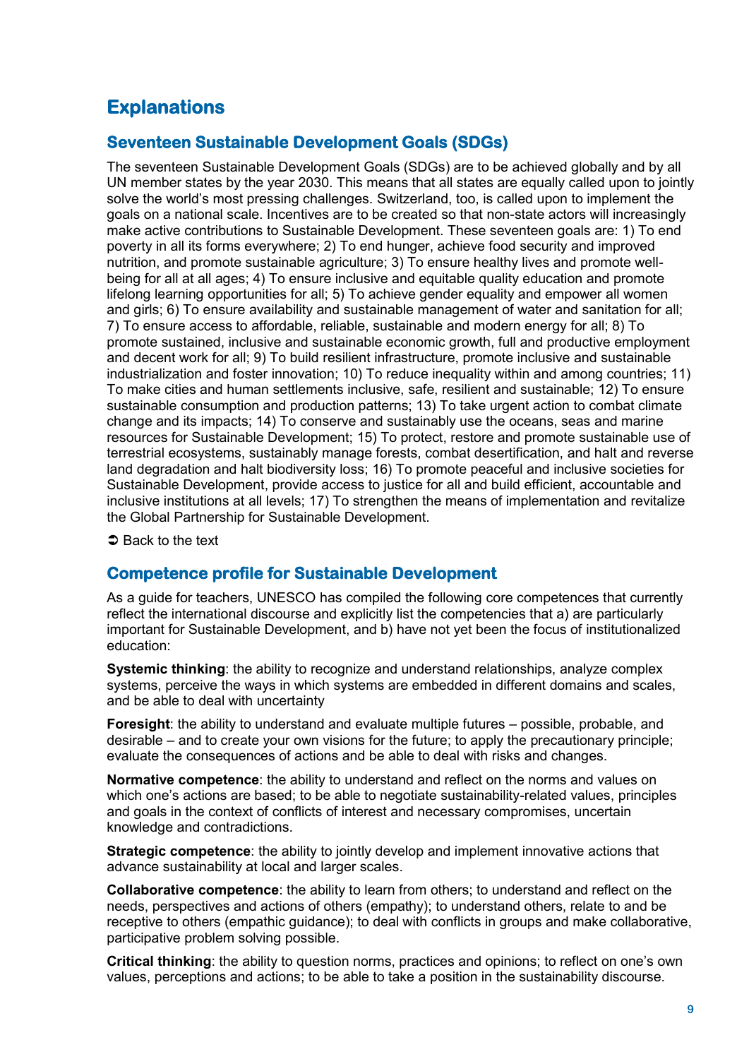# Explanations

## Seventeen Sustainable Development Goals (SDGs)

The seventeen Sustainable Development Goals (SDGs) are to be achieved globally and by all UN member states by the year 2030. This means that all states are equally called upon to jointly solve the world's most pressing challenges. Switzerland, too, is called upon to implement the goals on a national scale. Incentives are to be created so that non-state actors will increasingly make active contributions to Sustainable Development. These seventeen goals are: 1) To end poverty in all its forms everywhere; 2) To end hunger, achieve food security and improved nutrition, and promote sustainable agriculture; 3) To ensure healthy lives and promote well-being for all at all ages; 4) To ensure inclusive and equitable quality education and promote lifelong learning opportunities for all; 5) To achieve gender equality and empower all women and girls; 6) To ensure availability and sustainable management of water and sanitation for all; 7) To ensure access to affordable, reliable, sustainable and modern energy for all; 8) To promote sustained, inclusive and sustainable economic growth, full and productive employment and decent work for all; 9) To build resilient infrastructure, promote inclusive and sustainable industrialization and foster innovation; 10) To reduce inequality within and among countries; 11) To make cities and human settlements inclusive, safe, resilient and sustainable; 12) To ensure sustainable consumption and production patterns; 13) To take urgent action to combat climate change and its impacts; 14) To conserve and sustainably use the oceans, seas and marine resources for Sustainable Development; 15) To protect, restore and promote sustainable use of terrestrial ecosystems, sustainably manage forests, combat desertification, and halt and reverse land degradation and halt biodiversity loss; 16) To promote peaceful and inclusive societies for Sustainable Development, provide access to justice for all and build efficient, accountable and inclusive institutions at all levels; 17) To strengthen the means of implementation and revitalize the Global Partnership for Sustainable Development.

➲ Back to the text

## Competence profile for Sustainable Development

As a guide for teachers, UNESCO has compiled the following core competences that currently reflect the international discourse and explicitly list the competencies that a) are particularly important for Sustainable Development, and b) have not yet been the focus of institutionalized education:

**Systemic thinking**: the ability to recognize and understand relationships, analyze complex systems, perceive the ways in which systems are embedded in different domains and scales, and be able to deal with uncertainty

**Foresight**: the ability to understand and evaluate multiple futures – possible, probable, and desirable – and to create your own visions for the future; to apply the precautionary principle; evaluate the consequences of actions and be able to deal with risks and changes.

**Normative competence**: the ability to understand and reflect on the norms and values on which one's actions are based; to be able to negotiate sustainability-related values, principles and goals in the context of conflicts of interest and necessary compromises, uncertain knowledge and contradictions.

**Strategic competence**: the ability to jointly develop and implement innovative actions that advance sustainability at local and larger scales.

**Collaborative competence**: the ability to learn from others; to understand and reflect on the needs, perspectives and actions of others (empathy); to understand others, relate to and be receptive to others (empathic guidance); to deal with conflicts in groups and make collaborative, participative problem solving possible.

**Critical thinking**: the ability to question norms, practices and opinions; to reflect on one's own values, perceptions and actions; to be able to take a position in the sustainability discourse.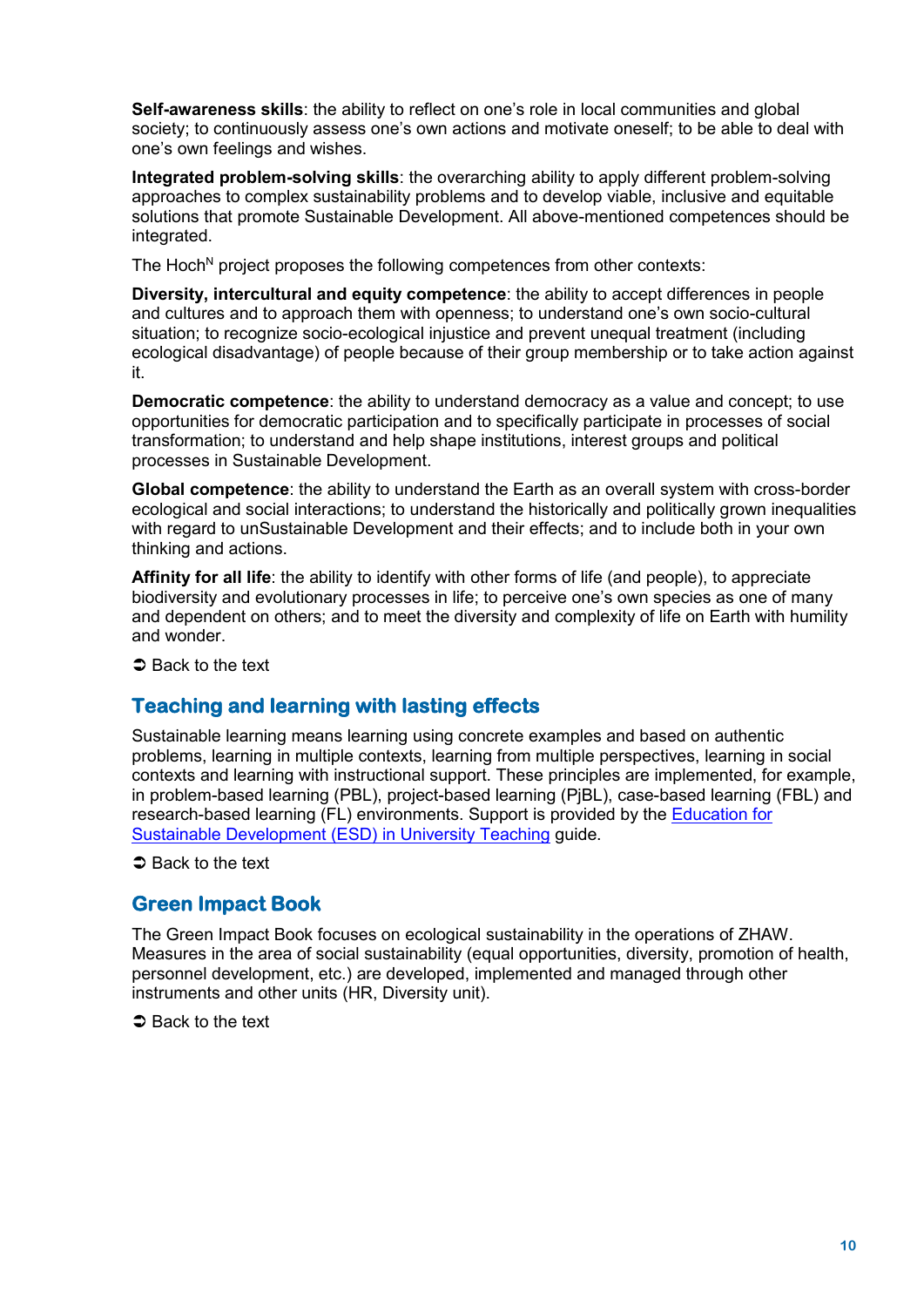**Self-awareness skills**: the ability to reflect on one's role in local communities and global society; to continuously assess one's own actions and motivate oneself; to be able to deal with one's own feelings and wishes.

**Integrated problem-solving skills**: the overarching ability to apply different problem-solving approaches to complex sustainability problems and to develop viable, inclusive and equitable solutions that promote Sustainable Development. All above-mentioned competences should be integrated.

The Hoch$^{N}$ project proposes the following competences from other contexts:

**Diversity, intercultural and equity competence**: the ability to accept differences in people and cultures and to approach them with openness; to understand one's own socio-cultural situation; to recognize socio-ecological injustice and prevent unequal treatment (including ecological disadvantage) of people because of their group membership or to take action against it.

**Democratic competence**: the ability to understand democracy as a value and concept; to use opportunities for democratic participation and to specifically participate in processes of social transformation; to understand and help shape institutions, interest groups and political processes in Sustainable Development.

**Global competence**: the ability to understand the Earth as an overall system with cross-border ecological and social interactions; to understand the historically and politically grown inequalities with regard to unSustainable Development and their effects; and to include both in your own thinking and actions.

**Affinity for all life**: the ability to identify with other forms of life (and people), to appreciate biodiversity and evolutionary processes in life; to perceive one's own species as one of many and dependent on others; and to meet the diversity and complexity of life on Earth with humility and wonder.

➲ Back to the text

## Teaching and learning with lasting effects

Sustainable learning means learning using concrete examples and based on authentic problems, learning in multiple contexts, learning from multiple perspectives, learning in social contexts and learning with instructional support. These principles are implemented, for example, in problem-based learning (PBL), project-based learning (PjBL), case-based learning (FBL) and research-based learning (FL) environments. Support is provided by the Education for Sustainable Development (ESD) in University Teaching guide.

➲ Back to the text

## Green Impact Book

The Green Impact Book focuses on ecological sustainability in the operations of ZHAW. Measures in the area of social sustainability (equal opportunities, diversity, promotion of health, personnel development, etc.) are developed, implemented and managed through other instruments and other units (HR, Diversity unit).

➲ Back to the text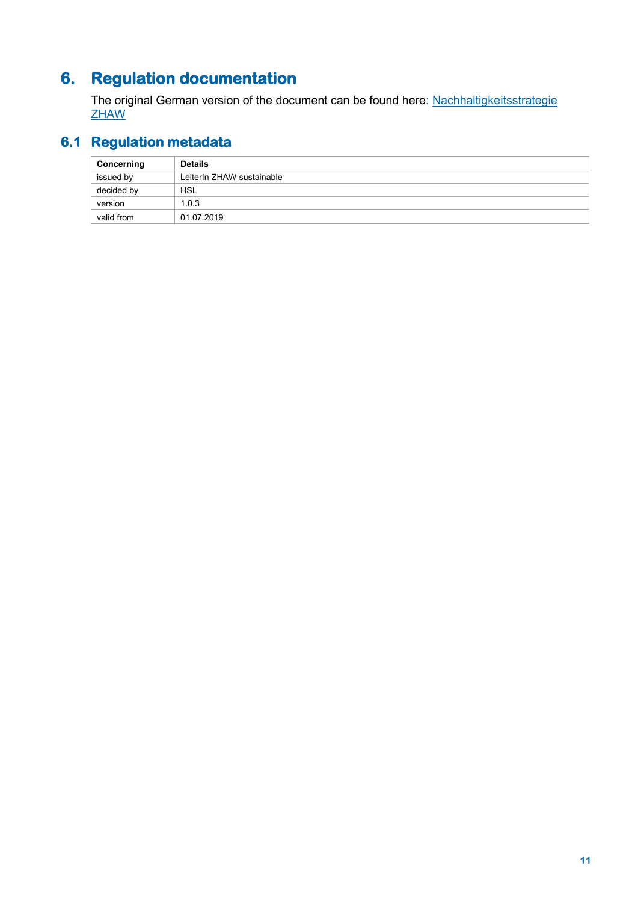# 6. Regulation documentation

The original German version of the document can be found here: Nachhaltigkeitsstrategie ZHAW

## 6.1 Regulation metadata

| Concerning | Details |
|---|---|
| issued by | LeiterIn ZHAW sustainable |
| decided by | HSL |
| version | 1.0.3 |
| valid from | 01.07.2019 |